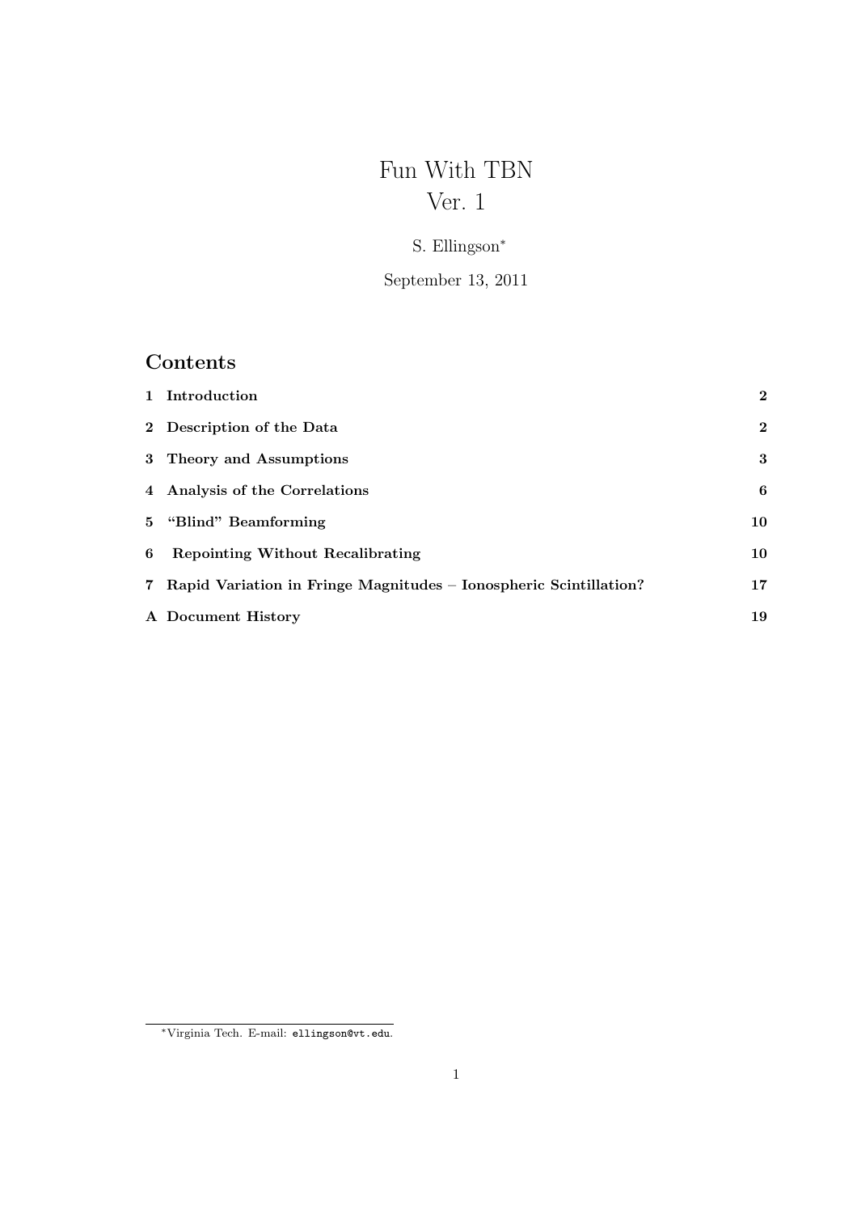# Fun With TBN
# Ver. 1

S. Ellingson*

September 13, 2011

## Contents

| | | |
|---|---|---|
| **1** | **Introduction** | **2** |
| **2** | **Description of the Data** | **2** |
| **3** | **Theory and Assumptions** | **3** |
| **4** | **Analysis of the Correlations** | **6** |
| **5** | **"Blind" Beamforming** | **10** |
| **6** | **Repointing Without Recalibrating** | **10** |
| **7** | **Rapid Variation in Fringe Magnitudes – Ionospheric Scintillation?** | **17** |
| **A** | **Document History** | **19** |

*Virginia Tech. E-mail: ellingson@vt.edu.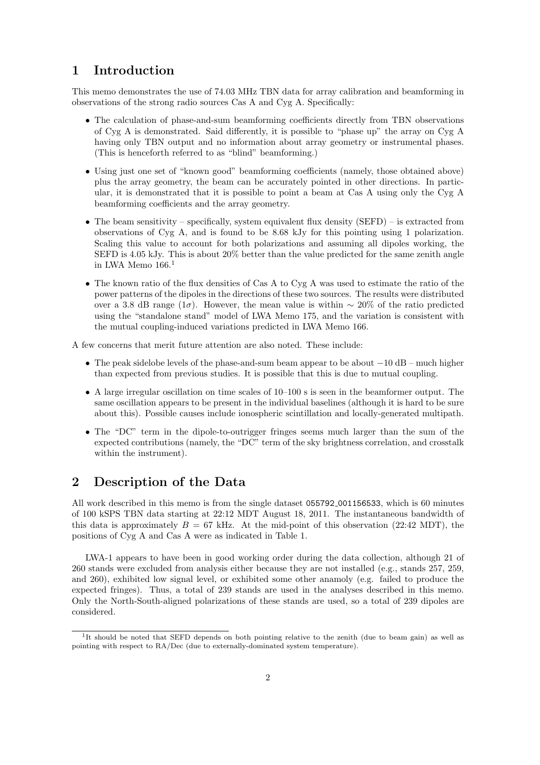# 1 Introduction

This memo demonstrates the use of 74.03 MHz TBN data for array calibration and beamforming in observations of the strong radio sources Cas A and Cyg A. Specifically:

- The calculation of phase-and-sum beamforming coefficients directly from TBN observations of Cyg A is demonstrated. Said differently, it is possible to "phase up" the array on Cyg A having only TBN output and no information about array geometry or instrumental phases. (This is henceforth referred to as "blind" beamforming.)
- Using just one set of "known good" beamforming coefficients (namely, those obtained above) plus the array geometry, the beam can be accurately pointed in other directions. In particular, it is demonstrated that it is possible to point a beam at Cas A using only the Cyg A beamforming coefficients and the array geometry.
- The beam sensitivity – specifically, system equivalent flux density (SEFD) – is extracted from observations of Cyg A, and is found to be 8.68 kJy for this pointing using 1 polarization. Scaling this value to account for both polarizations and assuming all dipoles working, the SEFD is 4.05 kJy. This is about 20% better than the value predicted for the same zenith angle in LWA Memo 166.[1]
- The known ratio of the flux densities of Cas A to Cyg A was used to estimate the ratio of the power patterns of the dipoles in the directions of these two sources. The results were distributed over a 3.8 dB range ($1\sigma$). However, the mean value is within $\sim$ 20% of the ratio predicted using the "standalone stand" model of LWA Memo 175, and the variation is consistent with the mutual coupling-induced variations predicted in LWA Memo 166.

A few concerns that merit future attention are also noted. These include:

- The peak sidelobe levels of the phase-and-sum beam appear to be about $-10$ dB – much higher than expected from previous studies. It is possible that this is due to mutual coupling.
- A large irregular oscillation on time scales of 10–100 s is seen in the beamformer output. The same oscillation appears to be present in the individual baselines (although it is hard to be sure about this). Possible causes include ionospheric scintillation and locally-generated multipath.
- The "DC" term in the dipole-to-outrigger fringes seems much larger than the sum of the expected contributions (namely, the "DC" term of the sky brightness correlation, and crosstalk within the instrument).

# 2 Description of the Data

All work described in this memo is from the single dataset 055792_001156533, which is 60 minutes of 100 kSPS TBN data starting at 22:12 MDT August 18, 2011. The instantaneous bandwidth of this data is approximately $B = 67$ kHz. At the mid-point of this observation (22:42 MDT), the positions of Cyg A and Cas A were as indicated in Table 1.

LWA-1 appears to have been in good working order during the data collection, although 21 of 260 stands were excluded from analysis either because they are not installed (e.g., stands 257, 259, and 260), exhibited low signal level, or exhibited some other anamoly (e.g. failed to produce the expected fringes). Thus, a total of 239 stands are used in the analyses described in this memo. Only the North-South-aligned polarizations of these stands are used, so a total of 239 dipoles are considered.

[1] It should be noted that SEFD depends on both pointing relative to the zenith (due to beam gain) as well as pointing with respect to RA/Dec (due to externally-dominated system temperature).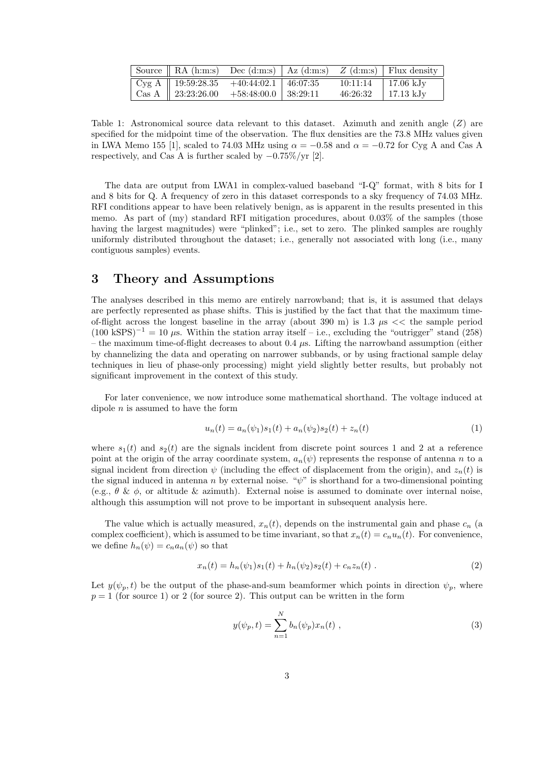| Source | RA (h:m:s) | Dec (d:m:s) | Az (d:m:s) | $Z$ (d:m:s) | Flux density |
|---|---|---|---|---|---|
| Cyg A | 19:59:28.35 | +40:44:02.1 | 46:07:35 | 10:11:14 | 17.06 kJy |
| Cas A | 23:23:26.00 | +58:48:00.0 | 38:29:11 | 46:26:32 | 17.13 kJy |

Table 1: Astronomical source data relevant to this dataset. Azimuth and zenith angle ($Z$) are specified for the midpoint time of the observation. The flux densities are the 73.8 MHz values given in LWA Memo 155 [1], scaled to 74.03 MHz using $\alpha = -0.58$ and $\alpha = -0.72$ for Cyg A and Cas A respectively, and Cas A is further scaled by $-0.75\%$/yr [2].

The data are output from LWA1 in complex-valued baseband "I-Q" format, with 8 bits for I and 8 bits for Q. A frequency of zero in this dataset corresponds to a sky frequency of 74.03 MHz. RFI conditions appear to have been relatively benign, as is apparent in the results presented in this memo. As part of (my) standard RFI mitigation procedures, about 0.03% of the samples (those having the largest magnitudes) were "plinked"; i.e., set to zero. The plinked samples are roughly uniformly distributed throughout the dataset; i.e., generally not associated with long (i.e., many contiguous samples) events.

# 3 Theory and Assumptions

The analyses described in this memo are entirely narrowband; that is, it is assumed that delays are perfectly represented as phase shifts. This is justified by the fact that that the maximum time-of-flight across the longest baseline in the array (about 390 m) is 1.3 $\mu$s << the sample period $(100 \text{ kSPS})^{-1} = 10$ $\mu$s. Within the station array itself – i.e., excluding the "outrigger" stand (258) – the maximum time-of-flight decreases to about 0.4 $\mu$s. Lifting the narrowband assumption (either by channelizing the data and operating on narrower subbands, or by using fractional sample delay techniques in lieu of phase-only processing) might yield slightly better results, but probably not significant improvement in the context of this study.

For later convenience, we now introduce some mathematical shorthand. The voltage induced at dipole $n$ is assumed to have the form

$$u_n(t) = a_n(\psi_1)s_1(t) + a_n(\psi_2)s_2(t) + z_n(t) \tag{1}$$

where $s_1(t)$ and $s_2(t)$ are the signals incident from discrete point sources 1 and 2 at a reference point at the origin of the array coordinate system, $a_n(\psi)$ represents the response of antenna $n$ to a signal incident from direction $\psi$ (including the effect of displacement from the origin), and $z_n(t)$ is the signal induced in antenna $n$ by external noise. "$\psi$" is shorthand for a two-dimensional pointing (e.g., $\theta$ & $\phi$, or altitude & azimuth). External noise is assumed to dominate over internal noise, although this assumption will not prove to be important in subsequent analysis here.

The value which is actually measured, $x_n(t)$, depends on the instrumental gain and phase $c_n$ (a complex coefficient), which is assumed to be time invariant, so that $x_n(t) = c_n u_n(t)$. For convenience, we define $h_n(\psi) = c_n a_n(\psi)$ so that

$$x_n(t) = h_n(\psi_1)s_1(t) + h_n(\psi_2)s_2(t) + c_n z_n(t) \ . \tag{2}$$

Let $y(\psi_p, t)$ be the output of the phase-and-sum beamformer which points in direction $\psi_p$, where $p = 1$ (for source 1) or 2 (for source 2). This output can be written in the form

$$y(\psi_p, t) = \sum_{n=1}^{N} b_n(\psi_p)x_n(t) \ , \tag{3}$$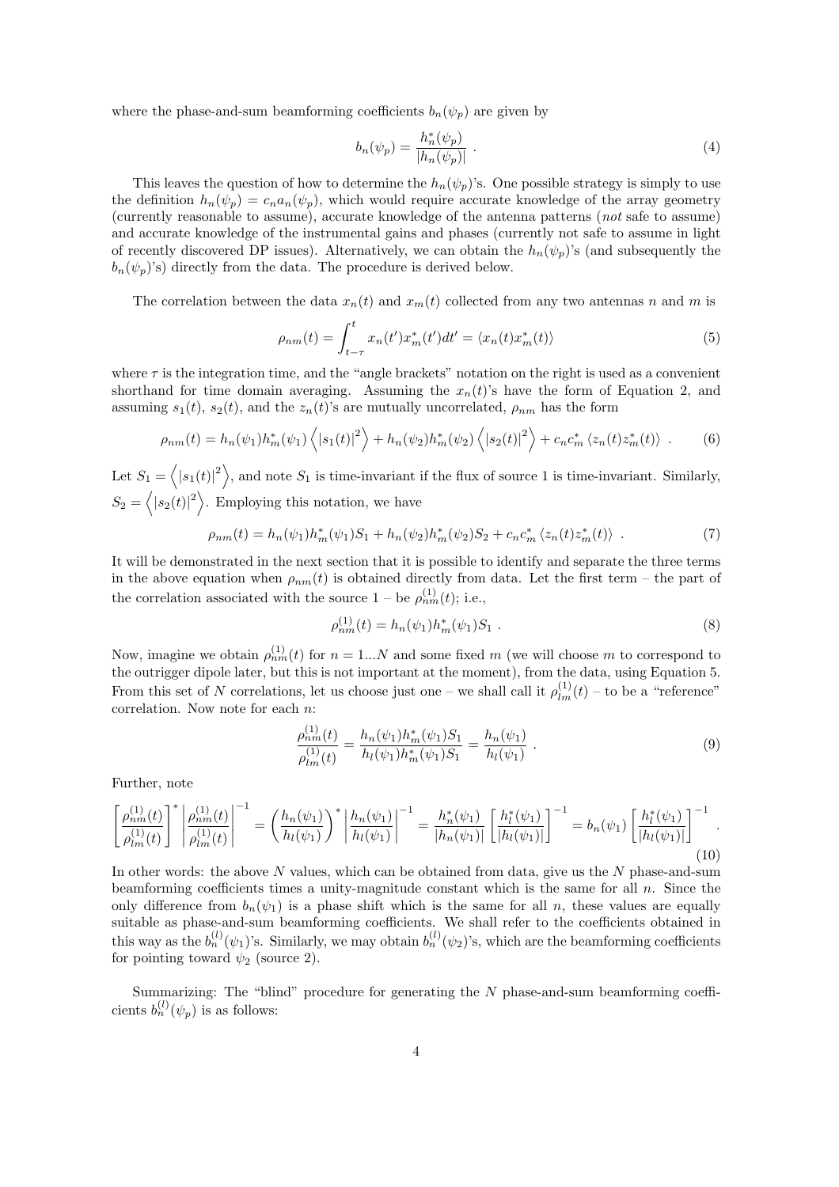where the phase-and-sum beamforming coefficients $b_n(\psi_p)$ are given by

$$b_n(\psi_p) = \frac{h_n^*(\psi_p)}{|h_n(\psi_p)|} \; . \tag{4}$$

This leaves the question of how to determine the $h_n(\psi_p)$'s. One possible strategy is simply to use the definition $h_n(\psi_p) = c_n a_n(\psi_p)$, which would require accurate knowledge of the array geometry (currently reasonable to assume), accurate knowledge of the antenna patterns (*not* safe to assume) and accurate knowledge of the instrumental gains and phases (currently not safe to assume in light of recently discovered DP issues). Alternatively, we can obtain the $h_n(\psi_p)$'s (and subsequently the $b_n(\psi_p)$'s) directly from the data. The procedure is derived below.

The correlation between the data $x_n(t)$ and $x_m(t)$ collected from any two antennas $n$ and $m$ is

$$\rho_{nm}(t) = \int_{t-\tau}^{t} x_n(t') x_m^*(t') dt' = \langle x_n(t) x_m^*(t) \rangle \tag{5}$$

where $\tau$ is the integration time, and the "angle brackets" notation on the right is used as a convenient shorthand for time domain averaging. Assuming the $x_n(t)$'s have the form of Equation 2, and assuming $s_1(t)$, $s_2(t)$, and the $z_n(t)$'s are mutually uncorrelated, $\rho_{nm}$ has the form

$$\rho_{nm}(t) = h_n(\psi_1) h_m^*(\psi_1) \left\langle |s_1(t)|^2 \right\rangle + h_n(\psi_2) h_m^*(\psi_2) \left\langle |s_2(t)|^2 \right\rangle + c_n c_m^* \left\langle z_n(t) z_m^*(t) \right\rangle \; . \tag{6}$$

Let $S_1 = \left\langle |s_1(t)|^2 \right\rangle$, and note $S_1$ is time-invariant if the flux of source 1 is time-invariant. Similarly, $S_2 = \left\langle |s_2(t)|^2 \right\rangle$. Employing this notation, we have

$$\rho_{nm}(t) = h_n(\psi_1) h_m^*(\psi_1) S_1 + h_n(\psi_2) h_m^*(\psi_2) S_2 + c_n c_m^* \left\langle z_n(t) z_m^*(t) \right\rangle \; . \tag{7}$$

It will be demonstrated in the next section that it is possible to identify and separate the three terms in the above equation when $\rho_{nm}(t)$ is obtained directly from data. Let the first term – the part of the correlation associated with the source 1 – be $\rho_{nm}^{(1)}(t)$; i.e.,

$$\rho_{nm}^{(1)}(t) = h_n(\psi_1) h_m^*(\psi_1) S_1 \; . \tag{8}$$

Now, imagine we obtain $\rho_{nm}^{(1)}(t)$ for $n = 1...N$ and some fixed $m$ (we will choose $m$ to correspond to the outrigger dipole later, but this is not important at the moment), from the data, using Equation 5. From this set of $N$ correlations, let us choose just one – we shall call it $\rho_{lm}^{(1)}(t)$ – to be a "reference" correlation. Now note for each $n$:

$$\frac{\rho_{nm}^{(1)}(t)}{\rho_{lm}^{(1)}(t)} = \frac{h_n(\psi_1) h_m^*(\psi_1) S_1}{h_l(\psi_1) h_m^*(\psi_1) S_1} = \frac{h_n(\psi_1)}{h_l(\psi_1)} \; . \tag{9}$$

Further, note

$$\left[\frac{\rho_{nm}^{(1)}(t)}{\rho_{lm}^{(1)}(t)}\right]^* \left|\frac{\rho_{nm}^{(1)}(t)}{\rho_{lm}^{(1)}(t)}\right|^{-1} = \left(\frac{h_n(\psi_1)}{h_l(\psi_1)}\right)^* \left|\frac{h_n(\psi_1)}{h_l(\psi_1)}\right|^{-1} = \frac{h_n^*(\psi_1)}{|h_n(\psi_1)|} \left[\frac{h_l^*(\psi_1)}{|h_l(\psi_1)|}\right]^{-1} = b_n(\psi_1) \left[\frac{h_l^*(\psi_1)}{|h_l(\psi_1)|}\right]^{-1} . \tag{10}$$

In other words: the above $N$ values, which can be obtained from data, give us the $N$ phase-and-sum beamforming coefficients times a unity-magnitude constant which is the same for all $n$. Since the only difference from $b_n(\psi_1)$ is a phase shift which is the same for all $n$, these values are equally suitable as phase-and-sum beamforming coefficients. We shall refer to the coefficients obtained in this way as the $b_n^{(l)}(\psi_1)$'s. Similarly, we may obtain $b_n^{(l)}(\psi_2)$'s, which are the beamforming coefficients for pointing toward $\psi_2$ (source 2).

Summarizing: The "blind" procedure for generating the $N$ phase-and-sum beamforming coefficients $b_n^{(l)}(\psi_p)$ is as follows: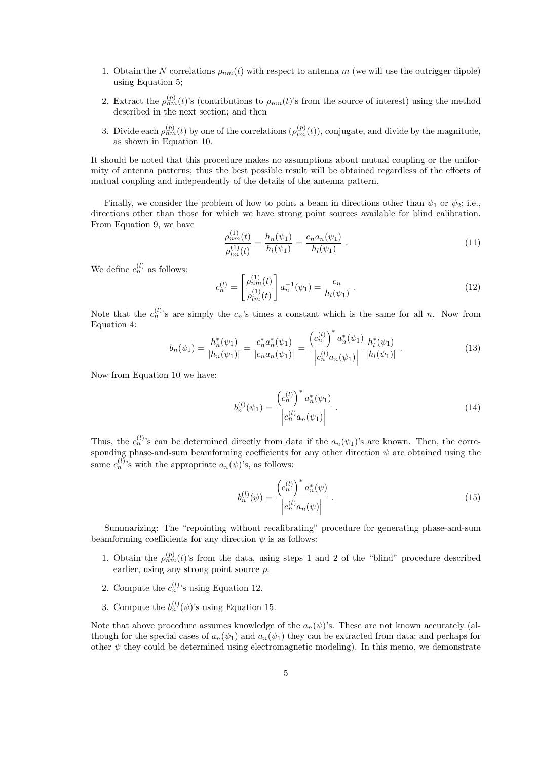1. Obtain the $N$ correlations $\rho_{nm}(t)$ with respect to antenna $m$ (we will use the outrigger dipole) using Equation 5;
2. Extract the $\rho_{nm}^{(p)}(t)$'s (contributions to $\rho_{nm}(t)$'s from the source of interest) using the method described in the next section; and then
3. Divide each $\rho_{nm}^{(p)}(t)$ by one of the correlations ($\rho_{lm}^{(p)}(t)$), conjugate, and divide by the magnitude, as shown in Equation 10.

It should be noted that this procedure makes no assumptions about mutual coupling or the uniformity of antenna patterns; thus the best possible result will be obtained regardless of the effects of mutual coupling and independently of the details of the antenna pattern.

Finally, we consider the problem of how to point a beam in directions other than $\psi_1$ or $\psi_2$; i.e., directions other than those for which we have strong point sources available for blind calibration. From Equation 9, we have

$$\frac{\rho_{nm}^{(1)}(t)}{\rho_{lm}^{(1)}(t)} = \frac{h_n(\psi_1)}{h_l(\psi_1)} = \frac{c_n a_n(\psi_1)}{h_l(\psi_1)} \ . \tag{11}$$

We define $c_n^{(l)}$ as follows:

$$c_n^{(l)} = \left[ \frac{\rho_{nm}^{(1)}(t)}{\rho_{lm}^{(1)}(t)} \right] a_n^{-1}(\psi_1) = \frac{c_n}{h_l(\psi_1)} \ . \tag{12}$$

Note that the $c_n^{(l)}$'s are simply the $c_n$'s times a constant which is the same for all $n$. Now from Equation 4:

$$b_n(\psi_1) = \frac{h_n^*(\psi_1)}{|h_n(\psi_1)|} = \frac{c_n^* a_n^*(\psi_1)}{|c_n a_n(\psi_1)|} = \frac{\left(c_n^{(l)}\right)^* a_n^*(\psi_1)}{\left|c_n^{(l)} a_n(\psi_1)\right|} \frac{h_l^*(\psi_1)}{|h_l(\psi_1)|} \ . \tag{13}$$

Now from Equation 10 we have:

$$b_n^{(l)}(\psi_1) = \frac{\left(c_n^{(l)}\right)^* a_n^*(\psi_1)}{\left|c_n^{(l)} a_n(\psi_1)\right|} \ . \tag{14}$$

Thus, the $c_n^{(l)}$'s can be determined directly from data if the $a_n(\psi_1)$'s are known. Then, the corresponding phase-and-sum beamforming coefficients for any other direction $\psi$ are obtained using the same $c_n^{(l)}$'s with the appropriate $a_n(\psi)$'s, as follows:

$$b_n^{(l)}(\psi) = \frac{\left(c_n^{(l)}\right)^* a_n^*(\psi)}{\left|c_n^{(l)} a_n(\psi)\right|} \ . \tag{15}$$

Summarizing: The "repointing without recalibrating" procedure for generating phase-and-sum beamforming coefficients for any direction $\psi$ is as follows:

1. Obtain the $\rho_{nm}^{(p)}(t)$'s from the data, using steps 1 and 2 of the "blind" procedure described earlier, using any strong point source $p$.
2. Compute the $c_n^{(l)}$'s using Equation 12.
3. Compute the $b_n^{(l)}(\psi)$'s using Equation 15.

Note that above procedure assumes knowledge of the $a_n(\psi)$'s. These are not known accurately (although for the special cases of $a_n(\psi_1)$ and $a_n(\psi_1)$ they can be extracted from data; and perhaps for other $\psi$ they could be determined using electromagnetic modeling). In this memo, we demonstrate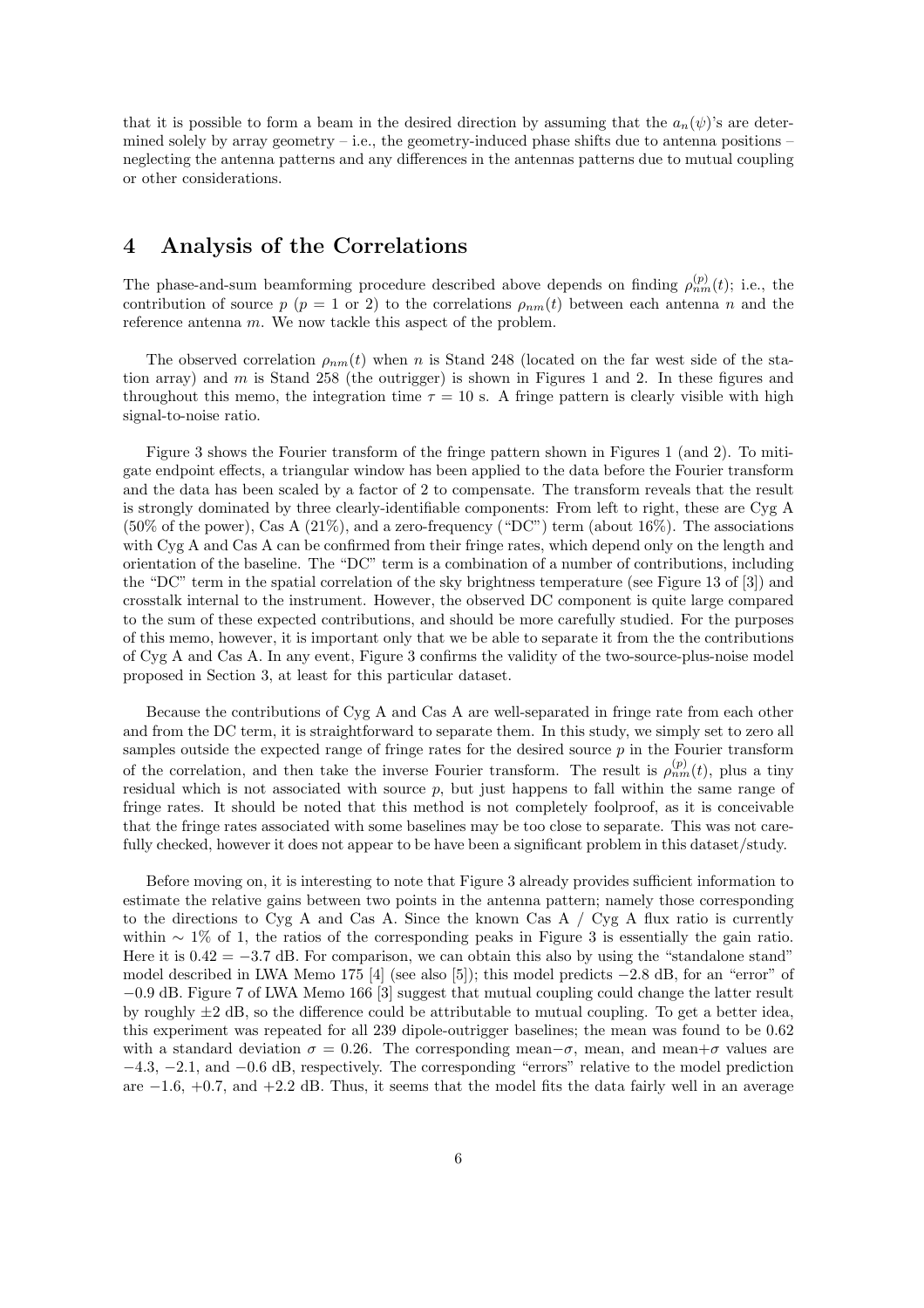that it is possible to form a beam in the desired direction by assuming that the $a_n(\psi)$'s are determined solely by array geometry – i.e., the geometry-induced phase shifts due to antenna positions – neglecting the antenna patterns and any differences in the antennas patterns due to mutual coupling or other considerations.

## 4 Analysis of the Correlations

The phase-and-sum beamforming procedure described above depends on finding $\rho_{nm}^{(p)}(t)$; i.e., the contribution of source $p$ ($p = 1$ or 2) to the correlations $\rho_{nm}(t)$ between each antenna $n$ and the reference antenna $m$. We now tackle this aspect of the problem.

The observed correlation $\rho_{nm}(t)$ when $n$ is Stand 248 (located on the far west side of the station array) and $m$ is Stand 258 (the outrigger) is shown in Figures 1 and 2. In these figures and throughout this memo, the integration time $\tau = 10$ s. A fringe pattern is clearly visible with high signal-to-noise ratio.

Figure 3 shows the Fourier transform of the fringe pattern shown in Figures 1 (and 2). To mitigate endpoint effects, a triangular window has been applied to the data before the Fourier transform and the data has been scaled by a factor of 2 to compensate. The transform reveals that the result is strongly dominated by three clearly-identifiable components: From left to right, these are Cyg A (50% of the power), Cas A (21%), and a zero-frequency ("DC") term (about 16%). The associations with Cyg A and Cas A can be confirmed from their fringe rates, which depend only on the length and orientation of the baseline. The "DC" term is a combination of a number of contributions, including the "DC" term in the spatial correlation of the sky brightness temperature (see Figure 13 of [3]) and crosstalk internal to the instrument. However, the observed DC component is quite large compared to the sum of these expected contributions, and should be more carefully studied. For the purposes of this memo, however, it is important only that we be able to separate it from the the contributions of Cyg A and Cas A. In any event, Figure 3 confirms the validity of the two-source-plus-noise model proposed in Section 3, at least for this particular dataset.

Because the contributions of Cyg A and Cas A are well-separated in fringe rate from each other and from the DC term, it is straightforward to separate them. In this study, we simply set to zero all samples outside the expected range of fringe rates for the desired source $p$ in the Fourier transform of the correlation, and then take the inverse Fourier transform. The result is $\rho_{nm}^{(p)}(t)$, plus a tiny residual which is not associated with source $p$, but just happens to fall within the same range of fringe rates. It should be noted that this method is not completely foolproof, as it is conceivable that the fringe rates associated with some baselines may be too close to separate. This was not carefully checked, however it does not appear to be have been a significant problem in this dataset/study.

Before moving on, it is interesting to note that Figure 3 already provides sufficient information to estimate the relative gains between two points in the antenna pattern; namely those corresponding to the directions to Cyg A and Cas A. Since the known Cas A / Cyg A flux ratio is currently within $\sim 1\%$ of 1, the ratios of the corresponding peaks in Figure 3 is essentially the gain ratio. Here it is $0.42 = -3.7$ dB. For comparison, we can obtain this also by using the "standalone stand" model described in LWA Memo 175 [4] (see also [5]); this model predicts $-2.8$ dB, for an "error" of $-0.9$ dB. Figure 7 of LWA Memo 166 [3] suggest that mutual coupling could change the latter result by roughly $\pm 2$ dB, so the difference could be attributable to mutual coupling. To get a better idea, this experiment was repeated for all 239 dipole-outrigger baselines; the mean was found to be 0.62 with a standard deviation $\sigma = 0.26$. The corresponding mean$-\sigma$, mean, and mean$+\sigma$ values are $-4.3$, $-2.1$, and $-0.6$ dB, respectively. The corresponding "errors" relative to the model prediction are $-1.6$, $+0.7$, and $+2.2$ dB. Thus, it seems that the model fits the data fairly well in an average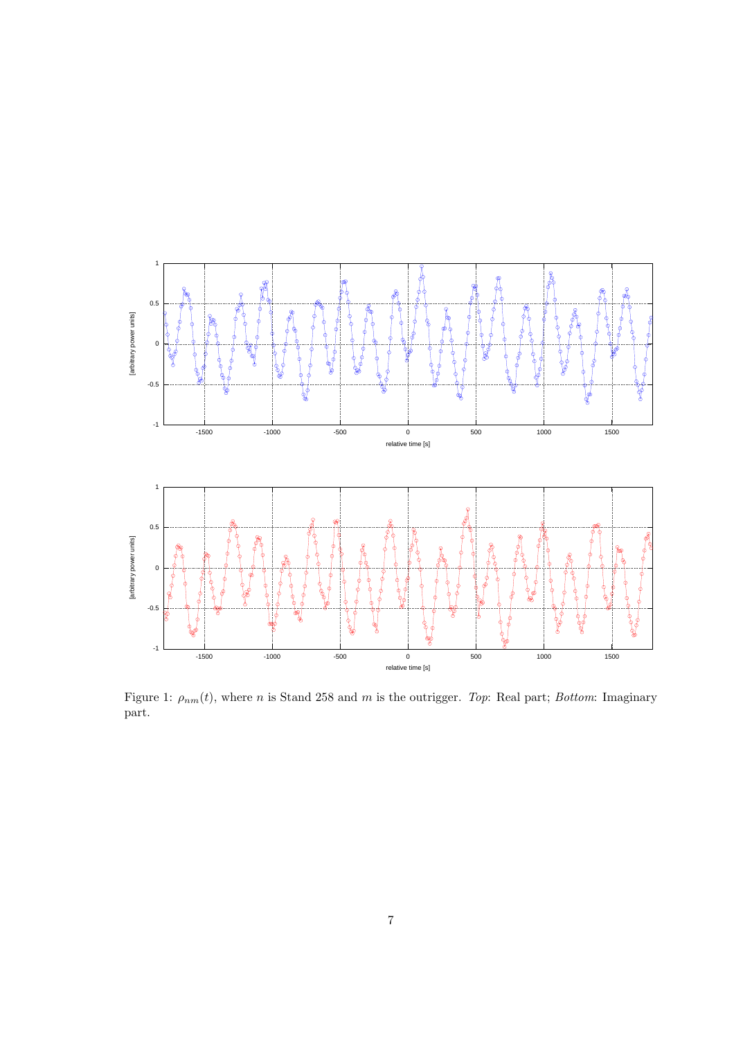Figure 1: $\rho_{nm}(t)$, where $n$ is Stand 258 and $m$ is the outrigger. *Top*: Real part; *Bottom*: Imaginary part.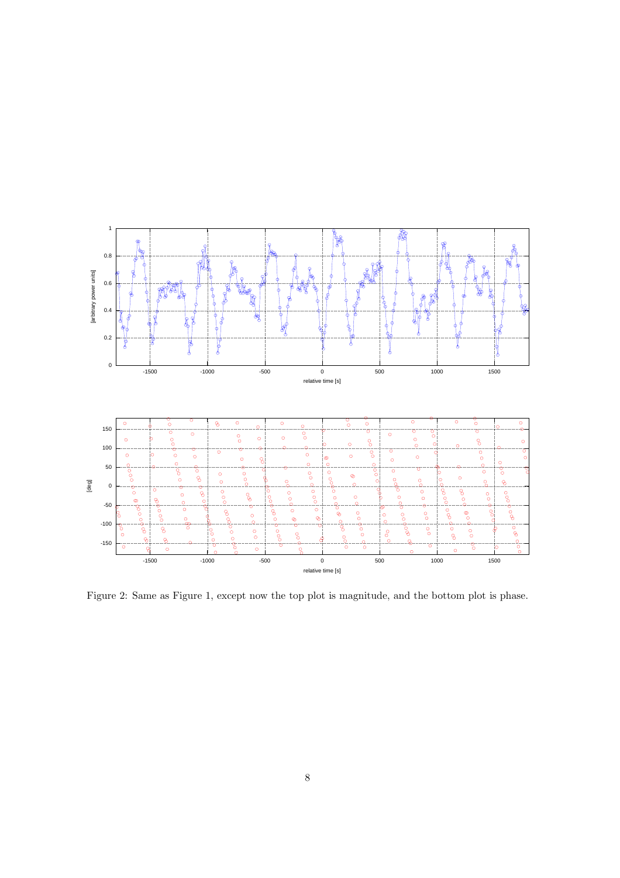Figure 2: Same as Figure 1, except now the top plot is magnitude, and the bottom plot is phase.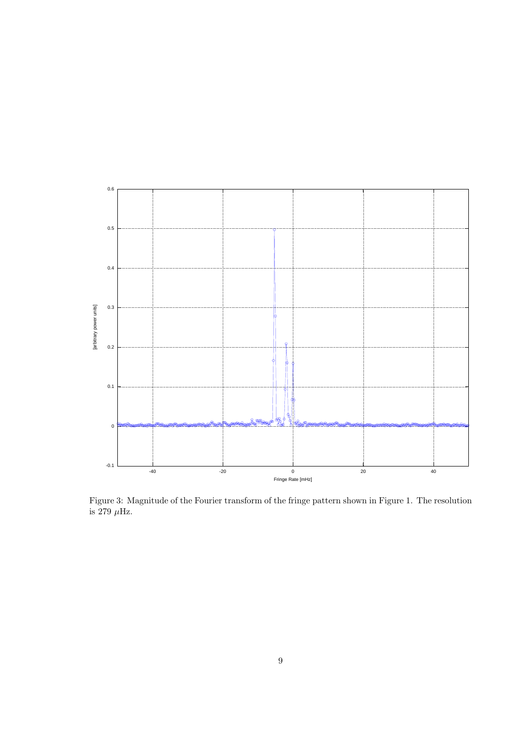Figure 3: Magnitude of the Fourier transform of the fringe pattern shown in Figure 1. The resolution is 279 $\mu$Hz.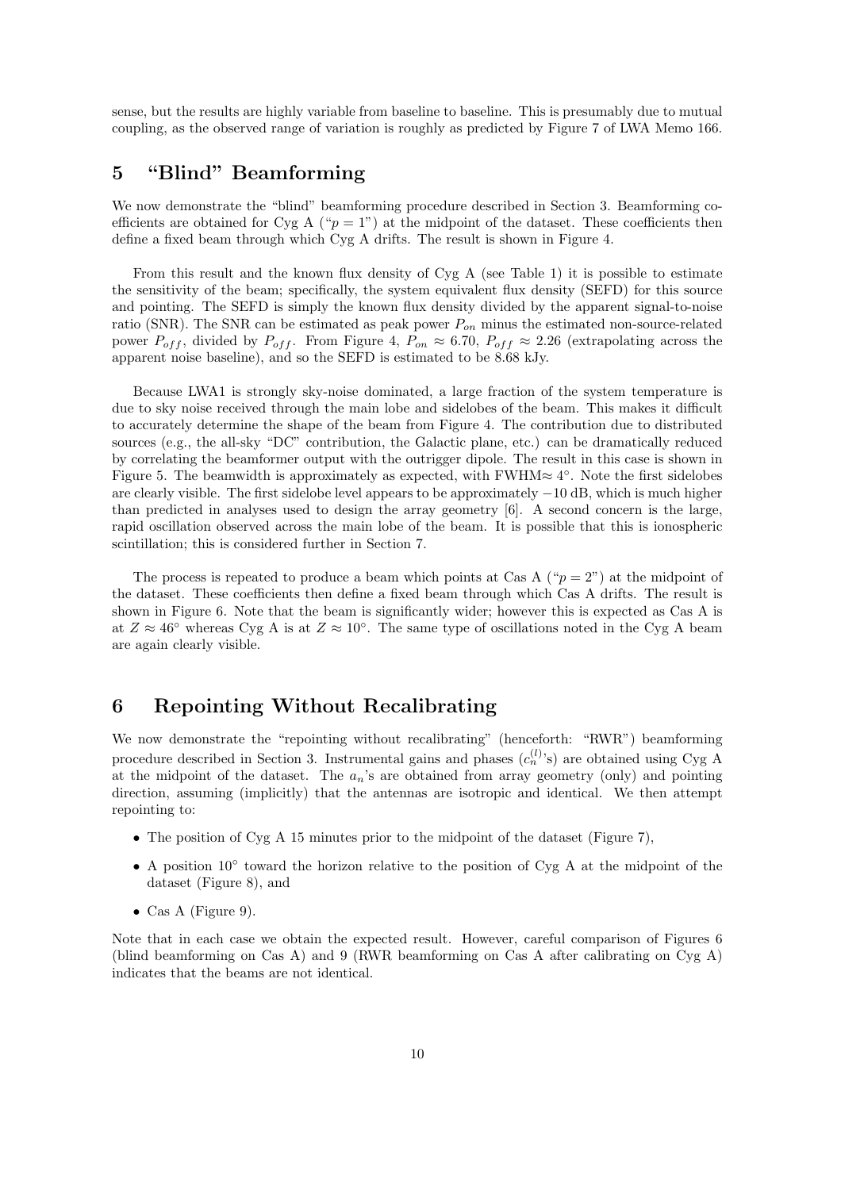sense, but the results are highly variable from baseline to baseline. This is presumably due to mutual coupling, as the observed range of variation is roughly as predicted by Figure 7 of LWA Memo 166.

## 5 "Blind" Beamforming

We now demonstrate the "blind" beamforming procedure described in Section 3. Beamforming coefficients are obtained for Cyg A ("$p = 1$") at the midpoint of the dataset. These coefficients then define a fixed beam through which Cyg A drifts. The result is shown in Figure 4.

From this result and the known flux density of Cyg A (see Table 1) it is possible to estimate the sensitivity of the beam; specifically, the system equivalent flux density (SEFD) for this source and pointing. The SEFD is simply the known flux density divided by the apparent signal-to-noise ratio (SNR). The SNR can be estimated as peak power $P_{on}$ minus the estimated non-source-related power $P_{off}$, divided by $P_{off}$. From Figure 4, $P_{on} \approx 6.70$, $P_{off} \approx 2.26$ (extrapolating across the apparent noise baseline), and so the SEFD is estimated to be 8.68 kJy.

Because LWA1 is strongly sky-noise dominated, a large fraction of the system temperature is due to sky noise received through the main lobe and sidelobes of the beam. This makes it difficult to accurately determine the shape of the beam from Figure 4. The contribution due to distributed sources (e.g., the all-sky "DC" contribution, the Galactic plane, etc.) can be dramatically reduced by correlating the beamformer output with the outrigger dipole. The result in this case is shown in Figure 5. The beamwidth is approximately as expected, with FWHM$\approx 4^\circ$. Note the first sidelobes are clearly visible. The first sidelobe level appears to be approximately $-10$ dB, which is much higher than predicted in analyses used to design the array geometry [6]. A second concern is the large, rapid oscillation observed across the main lobe of the beam. It is possible that this is ionospheric scintillation; this is considered further in Section 7.

The process is repeated to produce a beam which points at Cas A ("$p = 2$") at the midpoint of the dataset. These coefficients then define a fixed beam through which Cas A drifts. The result is shown in Figure 6. Note that the beam is significantly wider; however this is expected as Cas A is at $Z \approx 46^\circ$ whereas Cyg A is at $Z \approx 10^\circ$. The same type of oscillations noted in the Cyg A beam are again clearly visible.

## 6 Repointing Without Recalibrating

We now demonstrate the "repointing without recalibrating" (henceforth: "RWR") beamforming procedure described in Section 3. Instrumental gains and phases ($c_n^{(l)}$'s) are obtained using Cyg A at the midpoint of the dataset. The $a_n$'s are obtained from array geometry (only) and pointing direction, assuming (implicitly) that the antennas are isotropic and identical. We then attempt repointing to:

- The position of Cyg A 15 minutes prior to the midpoint of the dataset (Figure 7),
- A position $10^\circ$ toward the horizon relative to the position of Cyg A at the midpoint of the dataset (Figure 8), and
- Cas A (Figure 9).

Note that in each case we obtain the expected result. However, careful comparison of Figures 6 (blind beamforming on Cas A) and 9 (RWR beamforming on Cas A after calibrating on Cyg A) indicates that the beams are not identical.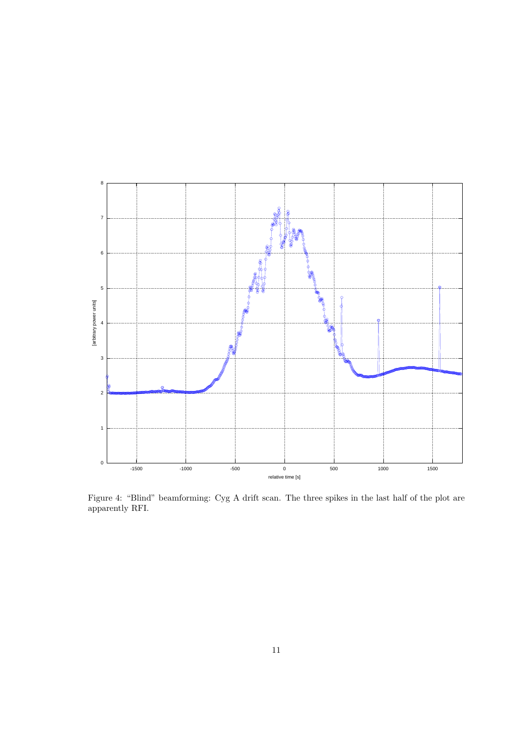Figure 4: "Blind" beamforming: Cyg A drift scan. The three spikes in the last half of the plot are apparently RFI.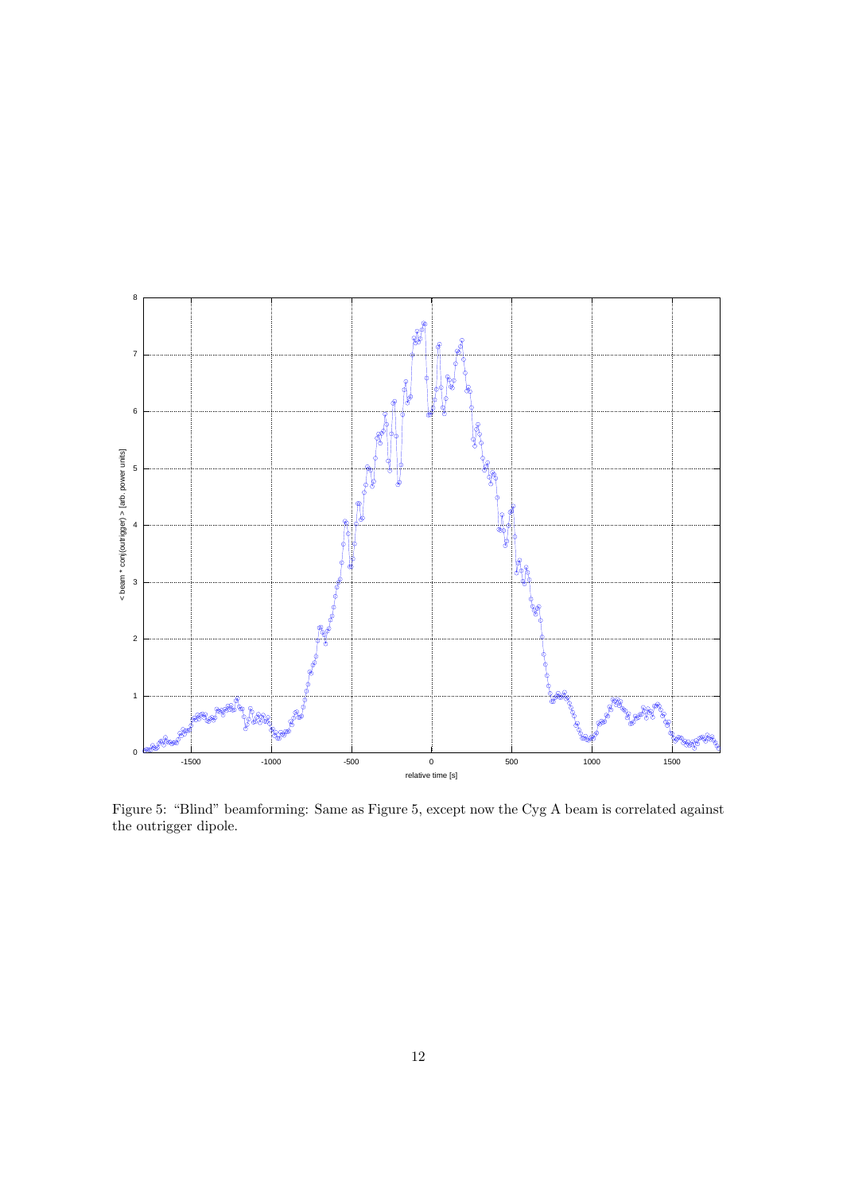Figure 5: "Blind" beamforming: Same as Figure 5, except now the Cyg A beam is correlated against the outrigger dipole.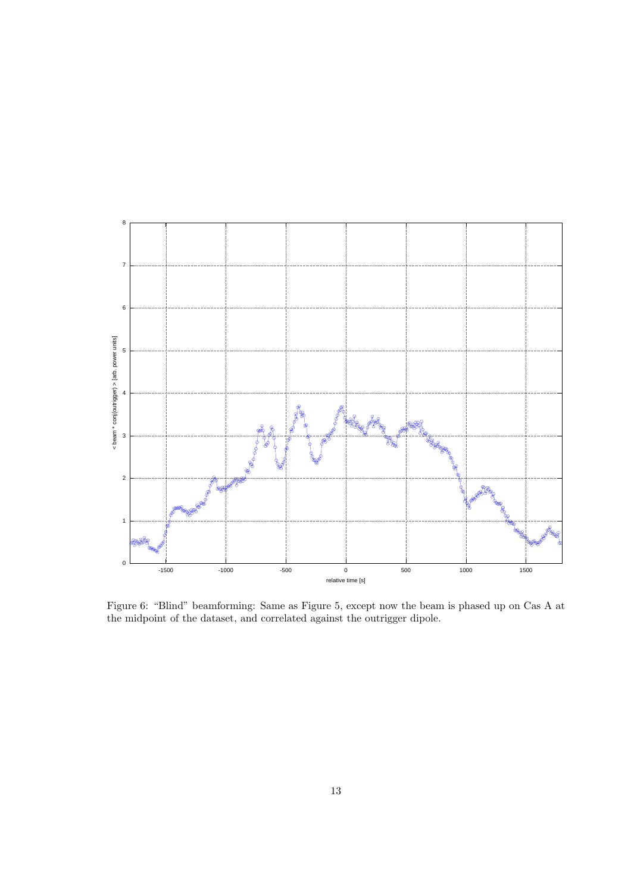Figure 6: "Blind" beamforming: Same as Figure 5, except now the beam is phased up on Cas A at the midpoint of the dataset, and correlated against the outrigger dipole.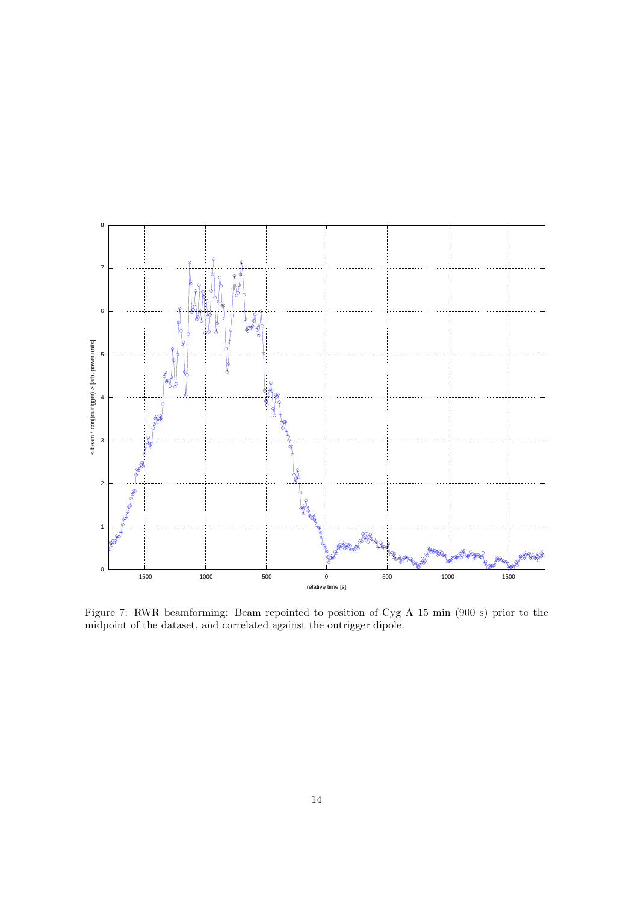Figure 7: RWR beamforming: Beam repointed to position of Cyg A 15 min (900 s) prior to the midpoint of the dataset, and correlated against the outrigger dipole.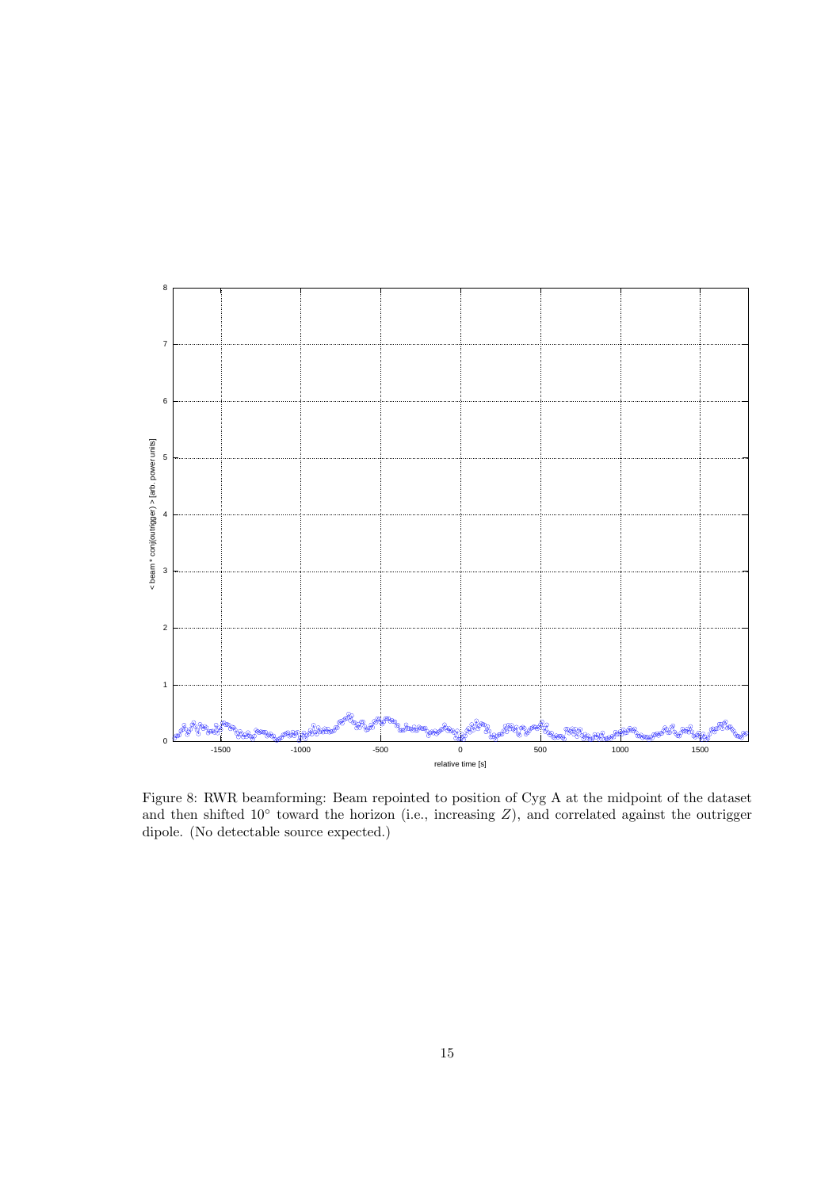Figure 8: RWR beamforming: Beam repointed to position of Cyg A at the midpoint of the dataset and then shifted 10° toward the horizon (i.e., increasing $Z$), and correlated against the outrigger dipole. (No detectable source expected.)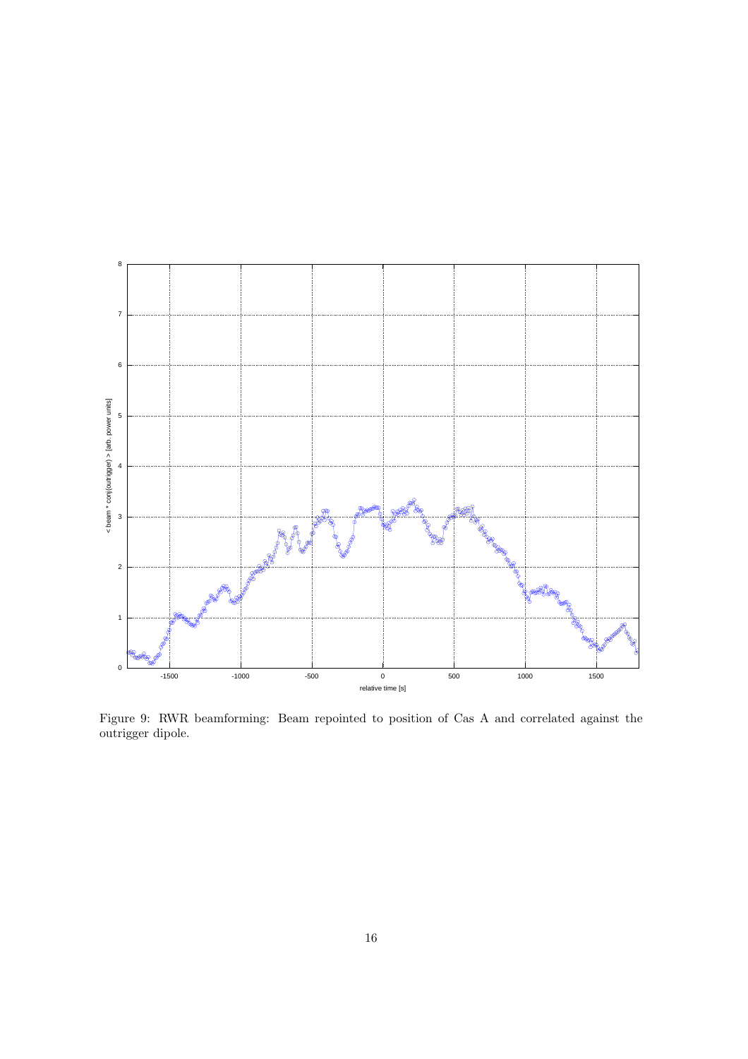Figure 9: RWR beamforming: Beam repointed to position of Cas A and correlated against the outrigger dipole.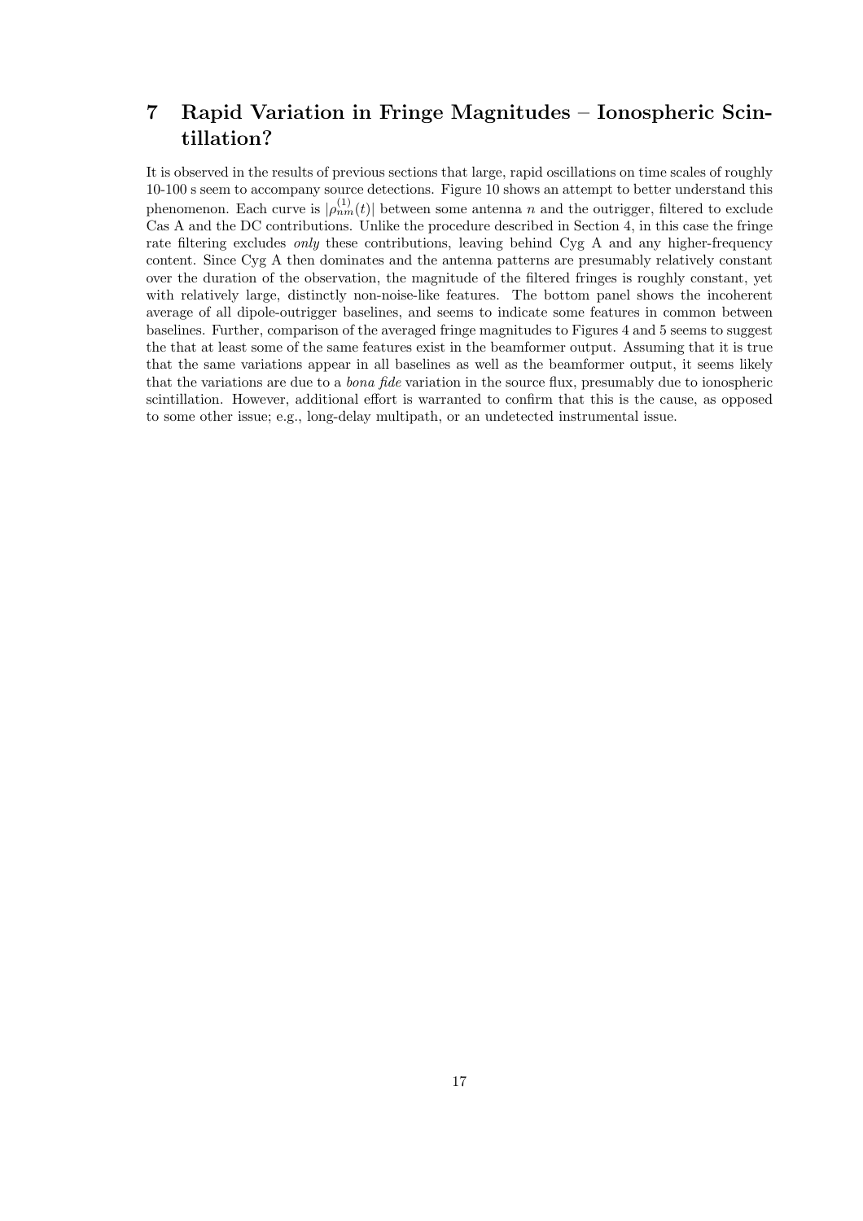# 7 Rapid Variation in Fringe Magnitudes – Ionospheric Scintillation?

It is observed in the results of previous sections that large, rapid oscillations on time scales of roughly 10-100 s seem to accompany source detections. Figure 10 shows an attempt to better understand this phenomenon. Each curve is $|\rho^{(1)}_{nm}(t)|$ between some antenna $n$ and the outrigger, filtered to exclude Cas A and the DC contributions. Unlike the procedure described in Section 4, in this case the fringe rate filtering excludes *only* these contributions, leaving behind Cyg A and any higher-frequency content. Since Cyg A then dominates and the antenna patterns are presumably relatively constant over the duration of the observation, the magnitude of the filtered fringes is roughly constant, yet with relatively large, distinctly non-noise-like features. The bottom panel shows the incoherent average of all dipole-outrigger baselines, and seems to indicate some features in common between baselines. Further, comparison of the averaged fringe magnitudes to Figures 4 and 5 seems to suggest the that at least some of the same features exist in the beamformer output. Assuming that it is true that the same variations appear in all baselines as well as the beamformer output, it seems likely that the variations are due to a *bona fide* variation in the source flux, presumably due to ionospheric scintillation. However, additional effort is warranted to confirm that this is the cause, as opposed to some other issue; e.g., long-delay multipath, or an undetected instrumental issue.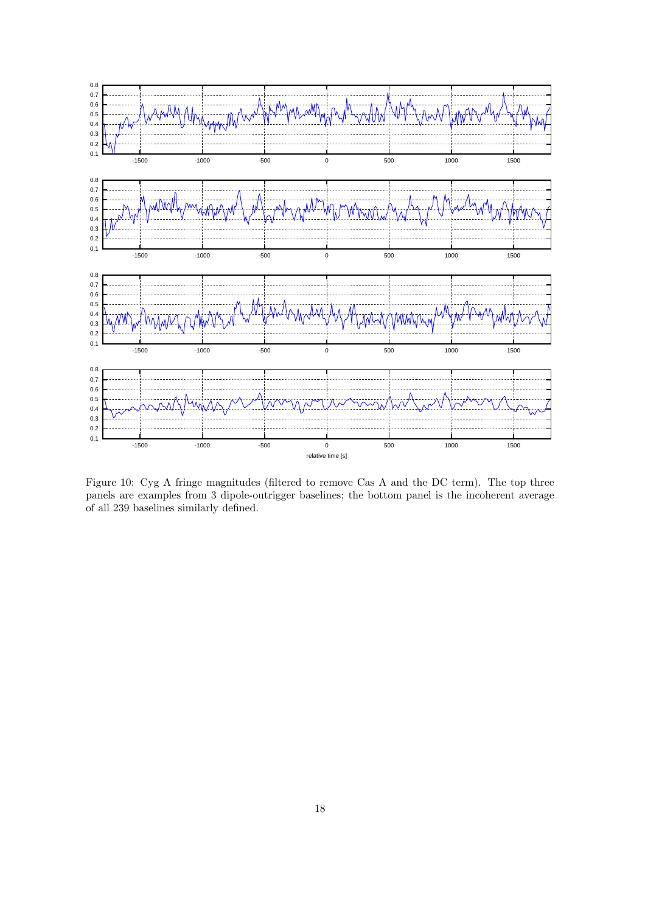Figure 10: Cyg A fringe magnitudes (filtered to remove Cas A and the DC term). The top three panels are examples from 3 dipole-outrigger baselines; the bottom panel is the incoherent average of all 239 baselines similarly defined.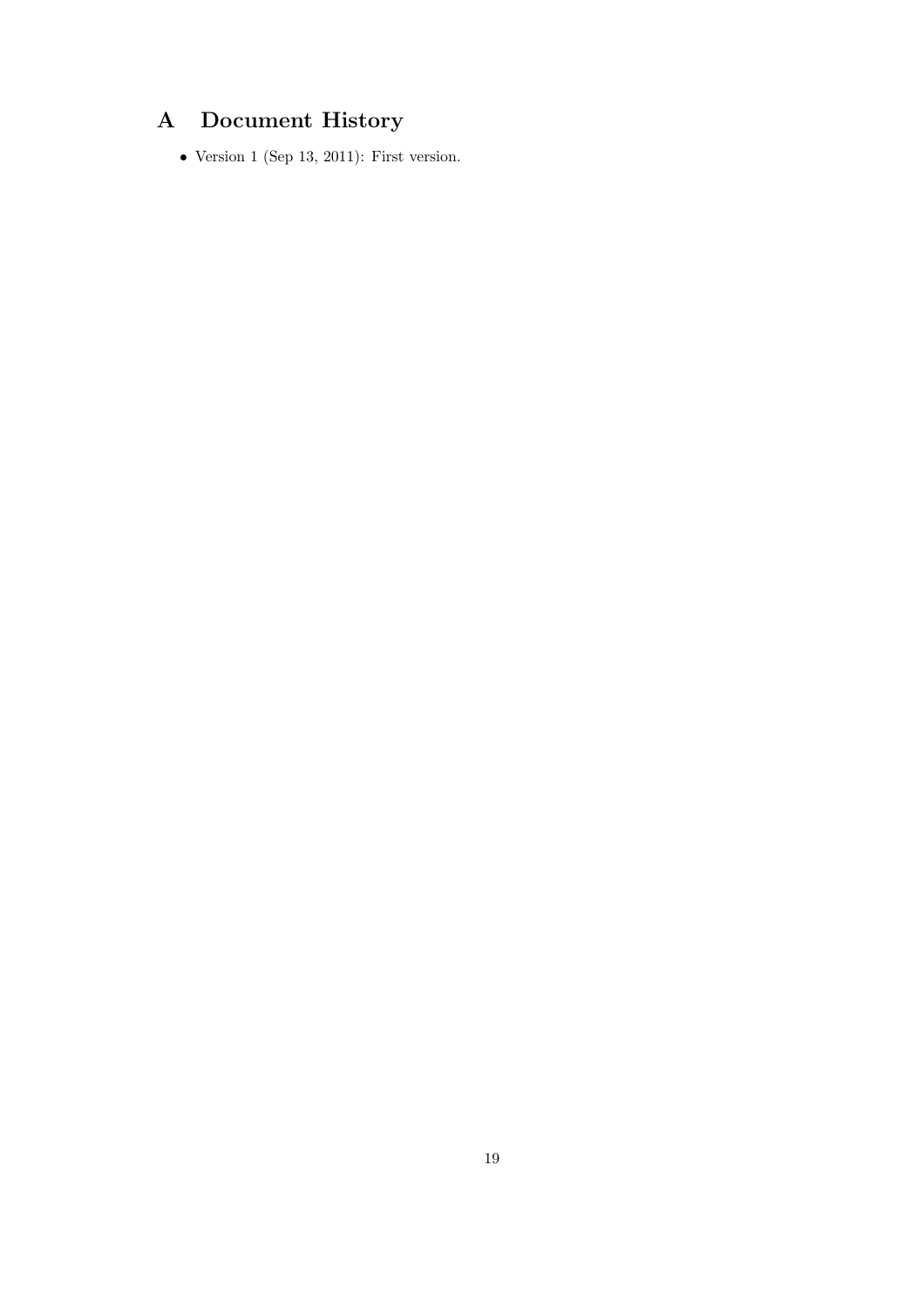# A Document History

- Version 1 (Sep 13, 2011): First version.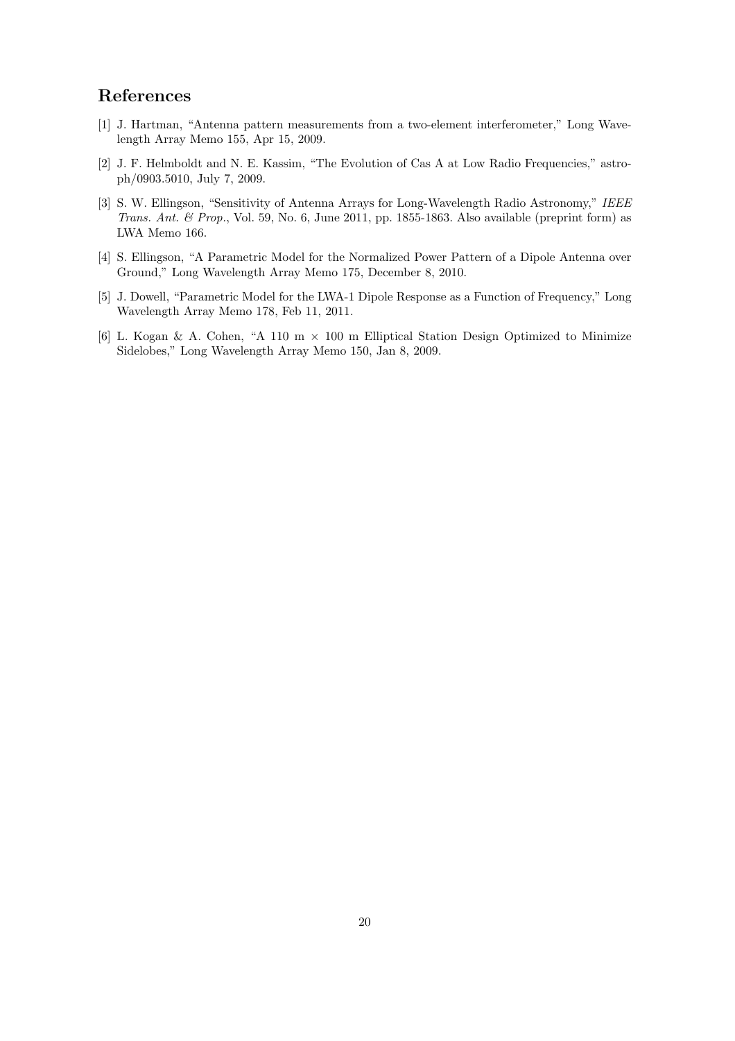## References

[1] J. Hartman, "Antenna pattern measurements from a two-element interferometer," Long Wavelength Array Memo 155, Apr 15, 2009.

[2] J. F. Helmboldt and N. E. Kassim, "The Evolution of Cas A at Low Radio Frequencies," astro-ph/0903.5010, July 7, 2009.

[3] S. W. Ellingson, "Sensitivity of Antenna Arrays for Long-Wavelength Radio Astronomy," *IEEE Trans. Ant. & Prop.*, Vol. 59, No. 6, June 2011, pp. 1855-1863. Also available (preprint form) as LWA Memo 166.

[4] S. Ellingson, "A Parametric Model for the Normalized Power Pattern of a Dipole Antenna over Ground," Long Wavelength Array Memo 175, December 8, 2010.

[5] J. Dowell, "Parametric Model for the LWA-1 Dipole Response as a Function of Frequency," Long Wavelength Array Memo 178, Feb 11, 2011.

[6] L. Kogan & A. Cohen, "A 110 m × 100 m Elliptical Station Design Optimized to Minimize Sidelobes," Long Wavelength Array Memo 150, Jan 8, 2009.